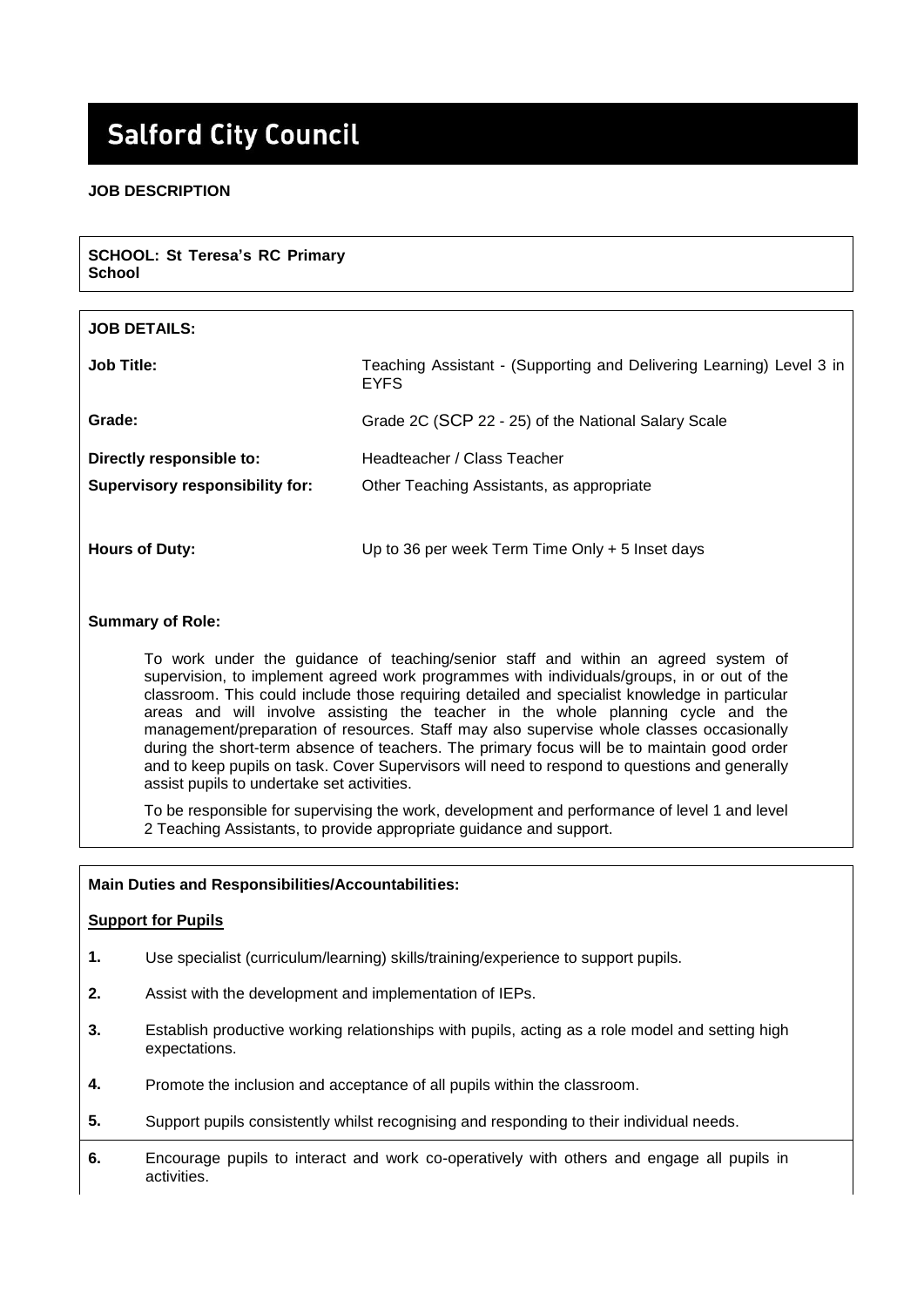# Salford City Council

**JOB DESCRIPTION**

**SCHOOL: St Teresa's RC Primary School**

**JOB DETAILS:**

| | |
|---|---|
| **Job Title:** | Teaching Assistant - (Supporting and Delivering Learning) Level 3 in EYFS |
| **Grade:** | Grade 2C (SCP 22 - 25) of the National Salary Scale |
| **Directly responsible to:** | Headteacher / Class Teacher |
| **Supervisory responsibility for:** | Other Teaching Assistants, as appropriate |
| **Hours of Duty:** | Up to 36 per week Term Time Only + 5 Inset days |

**Summary of Role:**

To work under the guidance of teaching/senior staff and within an agreed system of supervision, to implement agreed work programmes with individuals/groups, in or out of the classroom. This could include those requiring detailed and specialist knowledge in particular areas and will involve assisting the teacher in the whole planning cycle and the management/preparation of resources. Staff may also supervise whole classes occasionally during the short-term absence of teachers. The primary focus will be to maintain good order and to keep pupils on task. Cover Supervisors will need to respond to questions and generally assist pupils to undertake set activities.

To be responsible for supervising the work, development and performance of level 1 and level 2 Teaching Assistants, to provide appropriate guidance and support.

**Main Duties and Responsibilities/Accountabilities:**

**Support for Pupils**

1. Use specialist (curriculum/learning) skills/training/experience to support pupils.
2. Assist with the development and implementation of IEPs.
3. Establish productive working relationships with pupils, acting as a role model and setting high expectations.
4. Promote the inclusion and acceptance of all pupils within the classroom.
5. Support pupils consistently whilst recognising and responding to their individual needs.
6. Encourage pupils to interact and work co-operatively with others and engage all pupils in activities.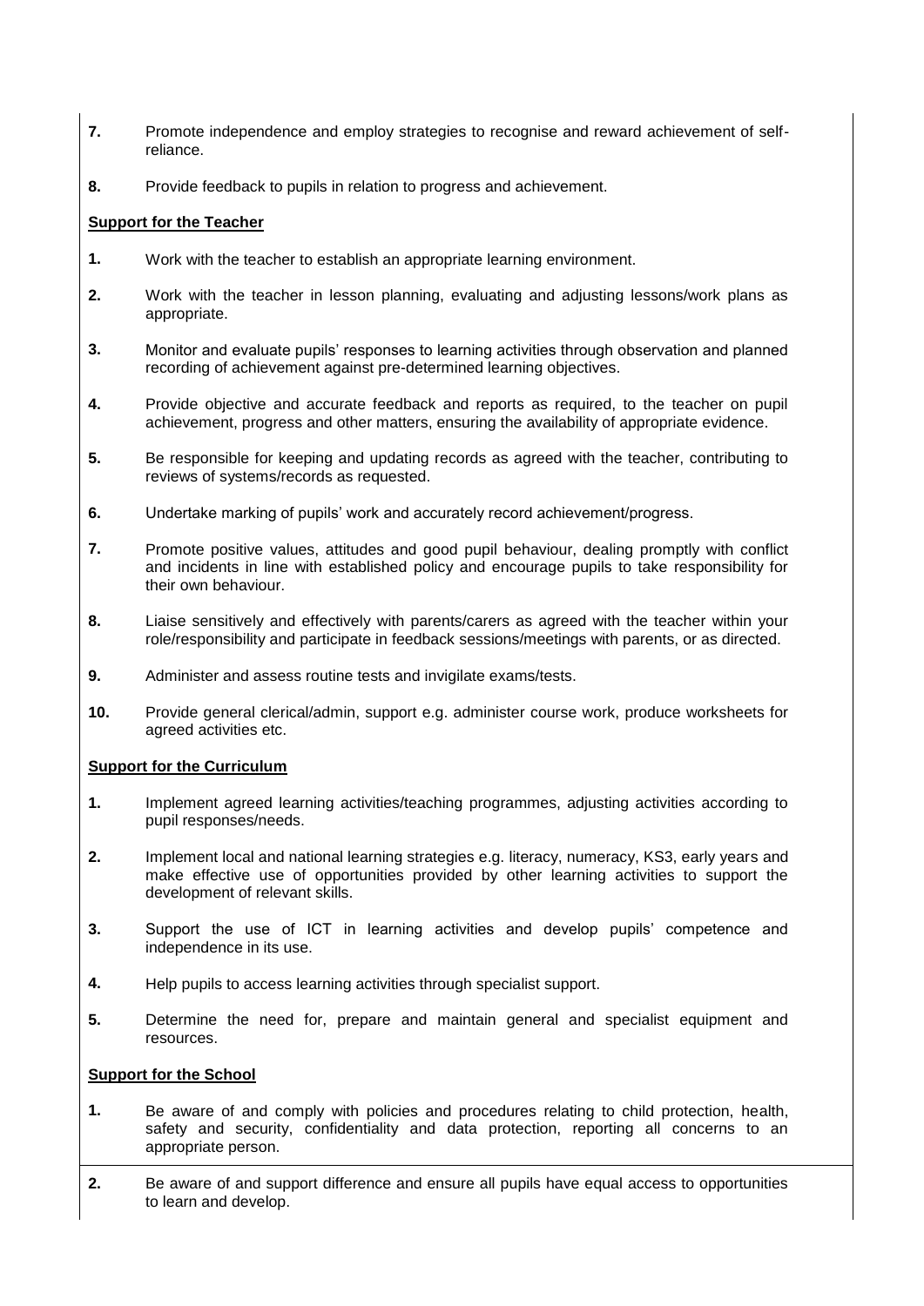**7.** Promote independence and employ strategies to recognise and reward achievement of self-reliance.

**8.** Provide feedback to pupils in relation to progress and achievement.

**Support for the Teacher**

**1.** Work with the teacher to establish an appropriate learning environment.

**2.** Work with the teacher in lesson planning, evaluating and adjusting lessons/work plans as appropriate.

**3.** Monitor and evaluate pupils' responses to learning activities through observation and planned recording of achievement against pre-determined learning objectives.

**4.** Provide objective and accurate feedback and reports as required, to the teacher on pupil achievement, progress and other matters, ensuring the availability of appropriate evidence.

**5.** Be responsible for keeping and updating records as agreed with the teacher, contributing to reviews of systems/records as requested.

**6.** Undertake marking of pupils' work and accurately record achievement/progress.

**7.** Promote positive values, attitudes and good pupil behaviour, dealing promptly with conflict and incidents in line with established policy and encourage pupils to take responsibility for their own behaviour.

**8.** Liaise sensitively and effectively with parents/carers as agreed with the teacher within your role/responsibility and participate in feedback sessions/meetings with parents, or as directed.

**9.** Administer and assess routine tests and invigilate exams/tests.

**10.** Provide general clerical/admin, support e.g. administer course work, produce worksheets for agreed activities etc.

**Support for the Curriculum**

**1.** Implement agreed learning activities/teaching programmes, adjusting activities according to pupil responses/needs.

**2.** Implement local and national learning strategies e.g. literacy, numeracy, KS3, early years and make effective use of opportunities provided by other learning activities to support the development of relevant skills.

**3.** Support the use of ICT in learning activities and develop pupils' competence and independence in its use.

**4.** Help pupils to access learning activities through specialist support.

**5.** Determine the need for, prepare and maintain general and specialist equipment and resources.

**Support for the School**

**1.** Be aware of and comply with policies and procedures relating to child protection, health, safety and security, confidentiality and data protection, reporting all concerns to an appropriate person.

**2.** Be aware of and support difference and ensure all pupils have equal access to opportunities to learn and develop.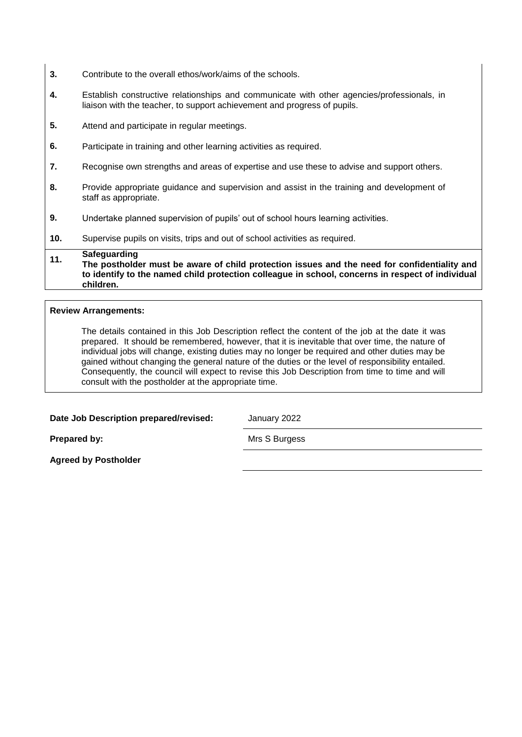3. Contribute to the overall ethos/work/aims of the schools.

4. Establish constructive relationships and communicate with other agencies/professionals, in liaison with the teacher, to support achievement and progress of pupils.

5. Attend and participate in regular meetings.

6. Participate in training and other learning activities as required.

7. Recognise own strengths and areas of expertise and use these to advise and support others.

8. Provide appropriate guidance and supervision and assist in the training and development of staff as appropriate.

9. Undertake planned supervision of pupils' out of school hours learning activities.

10. Supervise pupils on visits, trips and out of school activities as required.

11. **Safeguarding**
**The postholder must be aware of child protection issues and the need for confidentiality and to identify to the named child protection colleague in school, concerns in respect of individual children.**

**Review Arrangements:**

The details contained in this Job Description reflect the content of the job at the date it was prepared. It should be remembered, however, that it is inevitable that over time, the nature of individual jobs will change, existing duties may no longer be required and other duties may be gained without changing the general nature of the duties or the level of responsibility entailed. Consequently, the council will expect to revise this Job Description from time to time and will consult with the postholder at the appropriate time.

| | |
|---|---|
| **Date Job Description prepared/revised:** | January 2022 |
| **Prepared by:** | Mrs S Burgess |
| **Agreed by Postholder** | |